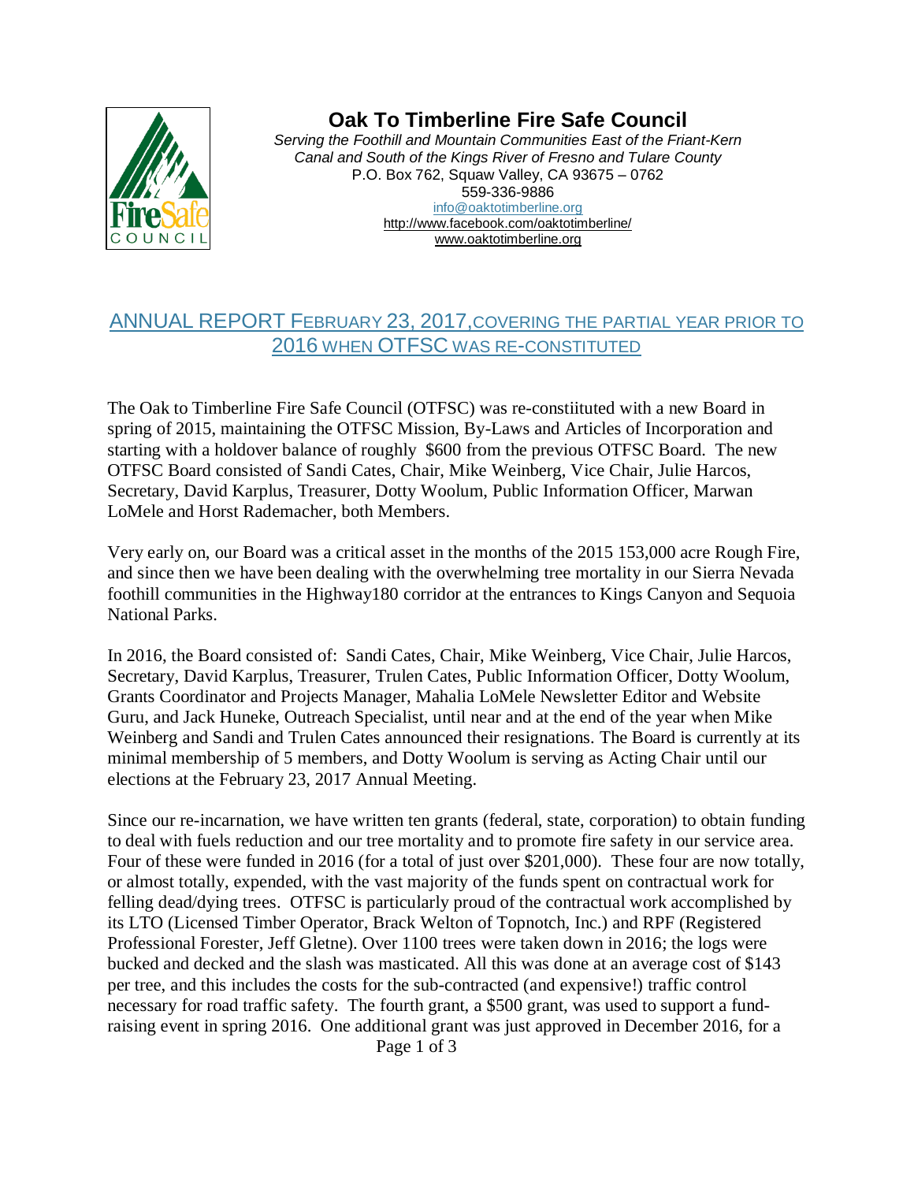# Oak To Timberline Fire Safe Council

*Serving the Foothill and Mountain Communities East of the Friant-Kern Canal and South of the Kings River of Fresno and Tulare County*
P.O. Box 762, Squaw Valley, CA 93675 – 0762
559-336-9886
info@oaktotimberline.org
http://www.facebook.com/oaktotimberline/
www.oaktotimberline.org

## ANNUAL REPORT FEBRUARY 23, 2017,COVERING THE PARTIAL YEAR PRIOR TO 2016 WHEN OTFSC WAS RE-CONSTITUTED

The Oak to Timberline Fire Safe Council (OTFSC) was re-constiituted with a new Board in spring of 2015, maintaining the OTFSC Mission, By-Laws and Articles of Incorporation and starting with a holdover balance of roughly $600 from the previous OTFSC Board. The new OTFSC Board consisted of Sandi Cates, Chair, Mike Weinberg, Vice Chair, Julie Harcos, Secretary, David Karplus, Treasurer, Dotty Woolum, Public Information Officer, Marwan LoMele and Horst Rademacher, both Members.

Very early on, our Board was a critical asset in the months of the 2015 153,000 acre Rough Fire, and since then we have been dealing with the overwhelming tree mortality in our Sierra Nevada foothill communities in the Highway180 corridor at the entrances to Kings Canyon and Sequoia National Parks.

In 2016, the Board consisted of: Sandi Cates, Chair, Mike Weinberg, Vice Chair, Julie Harcos, Secretary, David Karplus, Treasurer, Trulen Cates, Public Information Officer, Dotty Woolum, Grants Coordinator and Projects Manager, Mahalia LoMele Newsletter Editor and Website Guru, and Jack Huneke, Outreach Specialist, until near and at the end of the year when Mike Weinberg and Sandi and Trulen Cates announced their resignations. The Board is currently at its minimal membership of 5 members, and Dotty Woolum is serving as Acting Chair until our elections at the February 23, 2017 Annual Meeting.

Since our re-incarnation, we have written ten grants (federal, state, corporation) to obtain funding to deal with fuels reduction and our tree mortality and to promote fire safety in our service area. Four of these were funded in 2016 (for a total of just over $201,000). These four are now totally, or almost totally, expended, with the vast majority of the funds spent on contractual work for felling dead/dying trees. OTFSC is particularly proud of the contractual work accomplished by its LTO (Licensed Timber Operator, Brack Welton of Topnotch, Inc.) and RPF (Registered Professional Forester, Jeff Gletne). Over 1100 trees were taken down in 2016; the logs were bucked and decked and the slash was masticated. All this was done at an average cost of $143 per tree, and this includes the costs for the sub-contracted (and expensive!) traffic control necessary for road traffic safety. The fourth grant, a $500 grant, was used to support a fund-raising event in spring 2016. One additional grant was just approved in December 2016, for a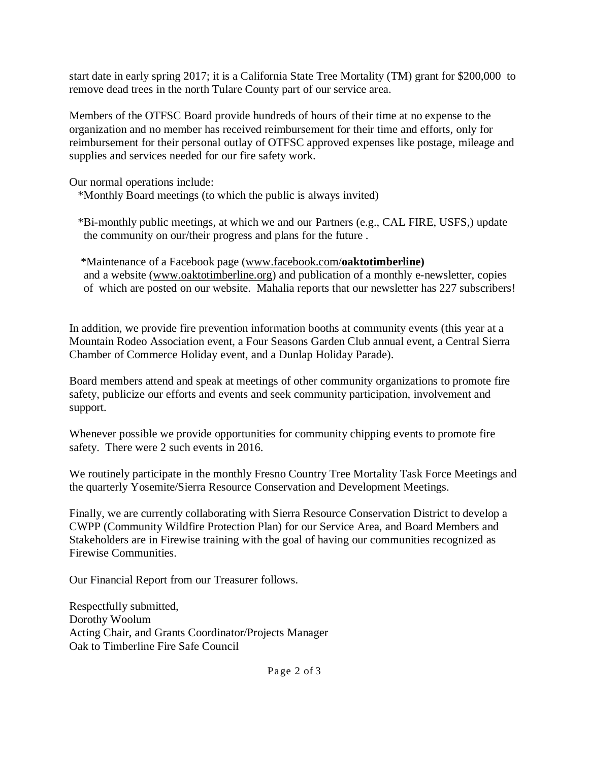start date in early spring 2017; it is a California State Tree Mortality (TM) grant for $200,000 to remove dead trees in the north Tulare County part of our service area.

Members of the OTFSC Board provide hundreds of hours of their time at no expense to the organization and no member has received reimbursement for their time and efforts, only for reimbursement for their personal outlay of OTFSC approved expenses like postage, mileage and supplies and services needed for our fire safety work.

Our normal operations include:

*Monthly Board meetings (to which the public is always invited)

*Bi-monthly public meetings, at which we and our Partners (e.g., CAL FIRE, USFS,) update the community on our/their progress and plans for the future .

*Maintenance of a Facebook page (www.facebook.com/**oaktotimberline)** and a website (www.oaktotimberline.org) and publication of a monthly e-newsletter, copies of which are posted on our website. Mahalia reports that our newsletter has 227 subscribers!

In addition, we provide fire prevention information booths at community events (this year at a Mountain Rodeo Association event, a Four Seasons Garden Club annual event, a Central Sierra Chamber of Commerce Holiday event, and a Dunlap Holiday Parade).

Board members attend and speak at meetings of other community organizations to promote fire safety, publicize our efforts and events and seek community participation, involvement and support.

Whenever possible we provide opportunities for community chipping events to promote fire safety. There were 2 such events in 2016.

We routinely participate in the monthly Fresno Country Tree Mortality Task Force Meetings and the quarterly Yosemite/Sierra Resource Conservation and Development Meetings.

Finally, we are currently collaborating with Sierra Resource Conservation District to develop a CWPP (Community Wildfire Protection Plan) for our Service Area, and Board Members and Stakeholders are in Firewise training with the goal of having our communities recognized as Firewise Communities.

Our Financial Report from our Treasurer follows.

Respectfully submitted,
Dorothy Woolum
Acting Chair, and Grants Coordinator/Projects Manager
Oak to Timberline Fire Safe Council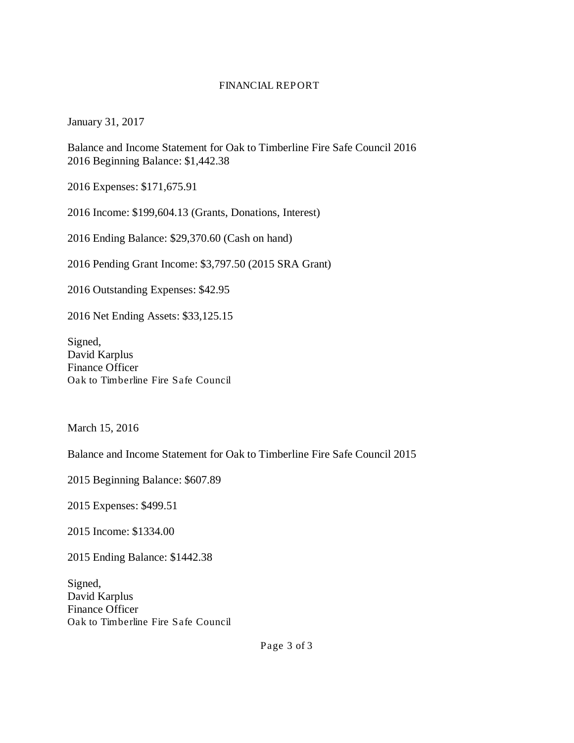# FINANCIAL REPORT

January 31, 2017

Balance and Income Statement for Oak to Timberline Fire Safe Council 2016
2016 Beginning Balance: $1,442.38

2016 Expenses: $171,675.91

2016 Income: $199,604.13 (Grants, Donations, Interest)

2016 Ending Balance: $29,370.60 (Cash on hand)

2016 Pending Grant Income: $3,797.50 (2015 SRA Grant)

2016 Outstanding Expenses: $42.95

2016 Net Ending Assets: $33,125.15

Signed,
David Karplus
Finance Officer
Oak to Timberline Fire Safe Council

March 15, 2016

Balance and Income Statement for Oak to Timberline Fire Safe Council 2015

2015 Beginning Balance: $607.89

2015 Expenses: $499.51

2015 Income: $1334.00

2015 Ending Balance: $1442.38

Signed,
David Karplus
Finance Officer
Oak to Timberline Fire Safe Council